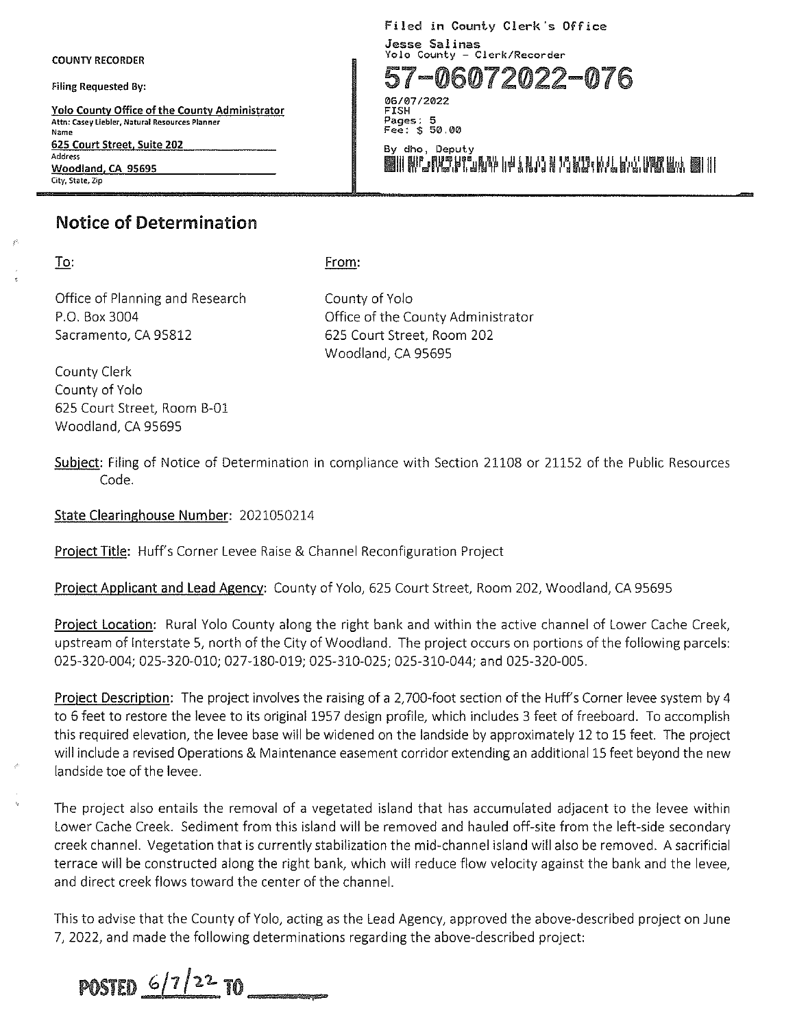COUNTY RECORDER

Filing Requested By:

**Yolo County Office of the County Administrator**
Attn: Casey Liebler, Natural Resources Planner
Name
**625 Court Street, Suite 202**
Address
**Woodland, CA 95695**
City, State, Zip

Filed in County Clerk's Office
Jesse Salinas
Yolo County - Clerk/Recorder
**57-06072022-076**
06/07/2022
FISH
Pages: 5
Fee: $ 50.00
By dho, Deputy

## Notice of Determination

To:

Office of Planning and Research
P.O. Box 3004
Sacramento, CA 95812

County Clerk
County of Yolo
625 Court Street, Room B-01
Woodland, CA 95695

From:

County of Yolo
Office of the County Administrator
625 Court Street, Room 202
Woodland, CA 95695

Subject: Filing of Notice of Determination in compliance with Section 21108 or 21152 of the Public Resources Code.

State Clearinghouse Number: 2021050214

Project Title: Huff's Corner Levee Raise & Channel Reconfiguration Project

Project Applicant and Lead Agency: County of Yolo, 625 Court Street, Room 202, Woodland, CA 95695

Project Location: Rural Yolo County along the right bank and within the active channel of Lower Cache Creek, upstream of Interstate 5, north of the City of Woodland. The project occurs on portions of the following parcels: 025-320-004; 025-320-010; 027-180-019; 025-310-025; 025-310-044; and 025-320-005.

Project Description: The project involves the raising of a 2,700-foot section of the Huff's Corner levee system by 4 to 6 feet to restore the levee to its original 1957 design profile, which includes 3 feet of freeboard. To accomplish this required elevation, the levee base will be widened on the landside by approximately 12 to 15 feet. The project will include a revised Operations & Maintenance easement corridor extending an additional 15 feet beyond the new landside toe of the levee.

The project also entails the removal of a vegetated island that has accumulated adjacent to the levee within Lower Cache Creek. Sediment from this island will be removed and hauled off-site from the left-side secondary creek channel. Vegetation that is currently stabilization the mid-channel island will also be removed. A sacrificial terrace will be constructed along the right bank, which will reduce flow velocity against the bank and the levee, and direct creek flows toward the center of the channel.

This to advise that the County of Yolo, acting as the Lead Agency, approved the above-described project on June 7, 2022, and made the following determinations regarding the above-described project:

POSTED 6/7/22 TO ______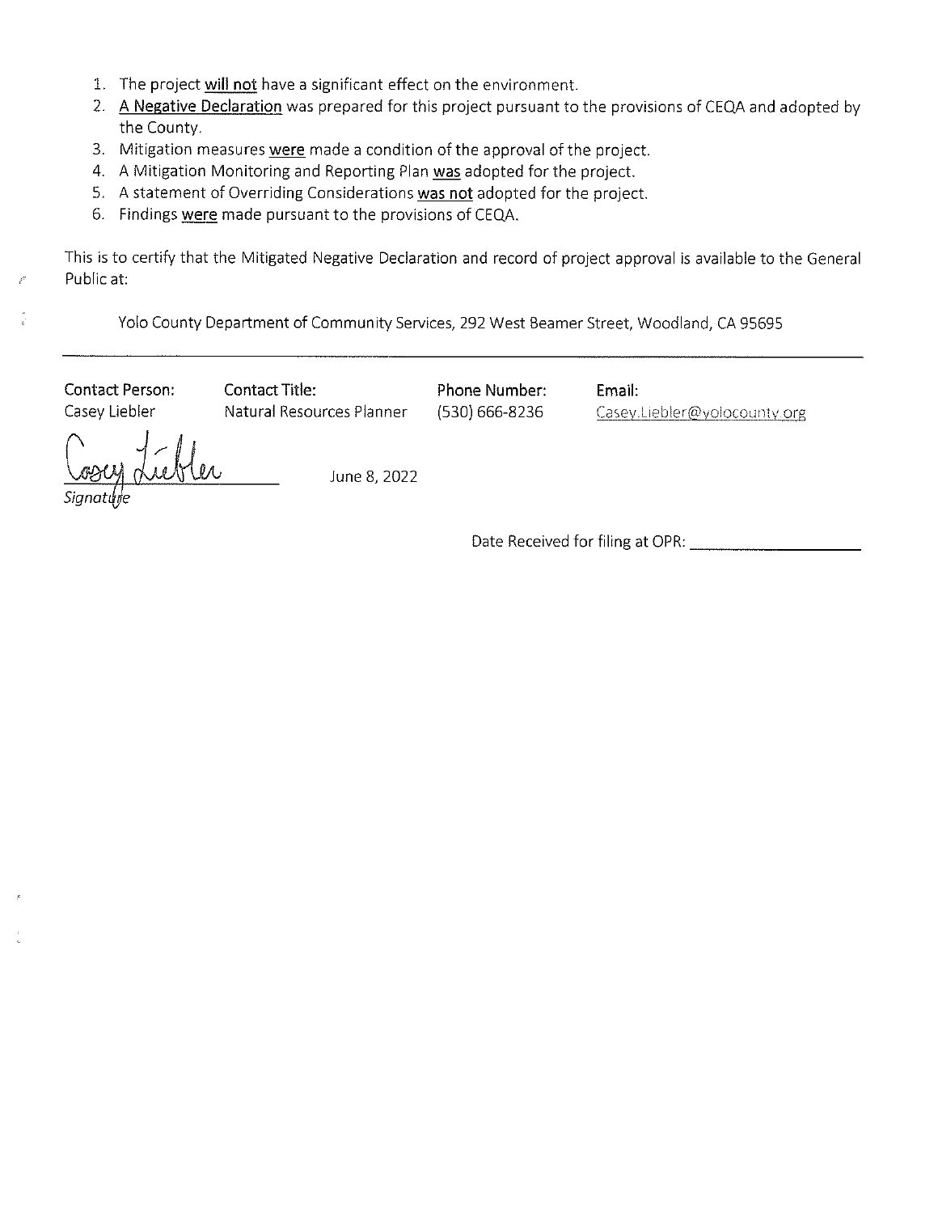1. The project <u>will not</u> have a significant effect on the environment.
2. <u>A Negative Declaration</u> was prepared for this project pursuant to the provisions of CEQA and adopted by the County.
3. Mitigation measures <u>were</u> made a condition of the approval of the project.
4. A Mitigation Monitoring and Reporting Plan <u>was</u> adopted for the project.
5. A statement of Overriding Considerations <u>was not</u> adopted for the project.
6. Findings <u>were</u> made pursuant to the provisions of CEQA.

This is to certify that the Mitigated Negative Declaration and record of project approval is available to the General Public at:

Yolo County Department of Community Services, 292 West Beamer Street, Woodland, CA 95695

---

| Contact Person: | Contact Title: | Phone Number: | Email: |
| --- | --- | --- | --- |
| Casey Liebler | Natural Resources Planner | (530) 666-8236 | Casey.Liebler@yolocounty.org |

Casey Liebler
*Signature*

June 8, 2022

Date Received for filing at OPR: ____________________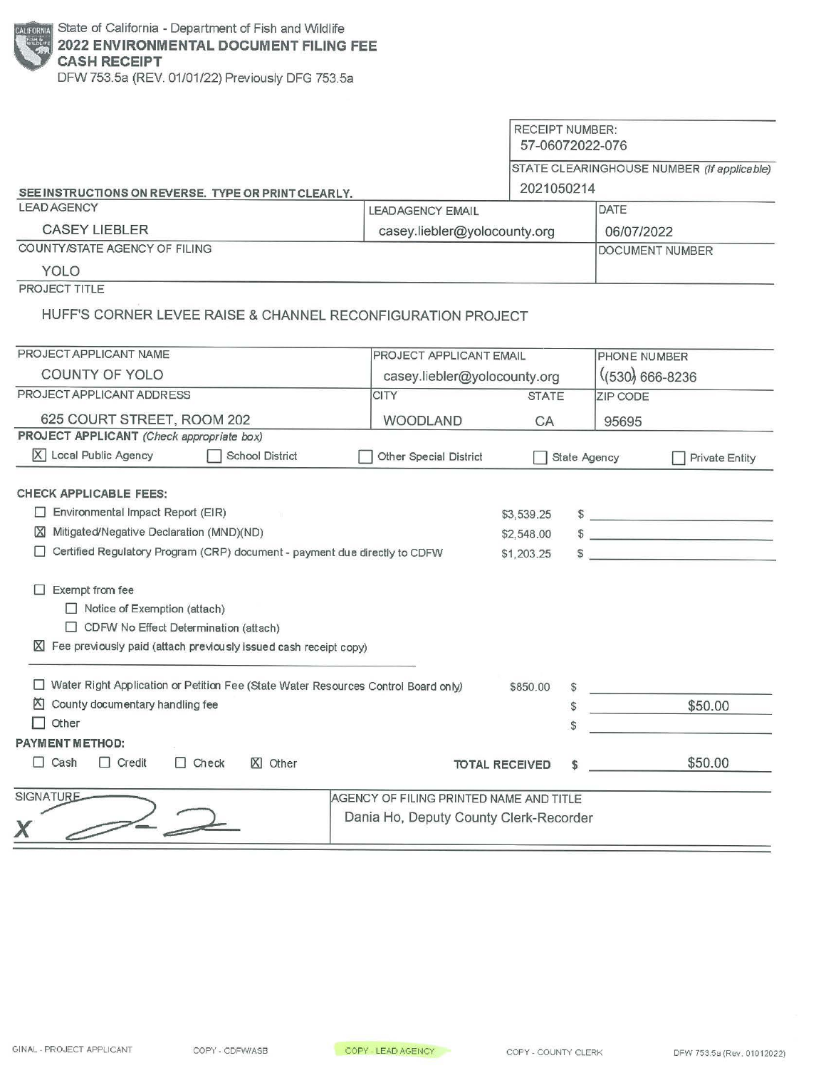State of California - Department of Fish and Wildlife

# 2022 ENVIRONMENTAL DOCUMENT FILING FEE CASH RECEIPT

DFW 753.5a (REV. 01/01/22) Previously DFG 753.5a

RECEIPT NUMBER: 57-06072022-076

STATE CLEARINGHOUSE NUMBER *(If applicable)*: 2021050214

SEE INSTRUCTIONS ON REVERSE. TYPE OR PRINT CLEARLY.

| LEAD AGENCY | LEAD AGENCY EMAIL | DATE |
|---|---|---|
| CASEY LIEBLER | casey.liebler@yolocounty.org | 06/07/2022 |

| COUNTY/STATE AGENCY OF FILING | DOCUMENT NUMBER |
|---|---|
| YOLO | |

PROJECT TITLE

HUFF'S CORNER LEVEE RAISE & CHANNEL RECONFIGURATION PROJECT

| PROJECT APPLICANT NAME | PROJECT APPLICANT EMAIL | PHONE NUMBER |
|---|---|---|
| COUNTY OF YOLO | casey.liebler@yolocounty.org | (530) 666-8236 |

| PROJECT APPLICANT ADDRESS | CITY | STATE | ZIP CODE |
|---|---|---|---|
| 625 COURT STREET, ROOM 202 | WOODLAND | CA | 95695 |

**PROJECT APPLICANT** *(Check appropriate box)*

- [X] Local Public Agency
- [ ] School District
- [ ] Other Special District
- [ ] State Agency
- [ ] Private Entity

**CHECK APPLICABLE FEES:**

| | | |
|---|---|---|
| ☐ Environmental Impact Report (EIR) | $3,539.25 | $ |
| ☒ Mitigated/Negative Declaration (MND)(ND) | $2,548.00 | $ |
| ☐ Certified Regulatory Program (CRP) document - payment due directly to CDFW | $1,203.25 | $ |

- [ ] Exempt from fee
  - [ ] Notice of Exemption (attach)
  - [ ] CDFW No Effect Determination (attach)
- [X] Fee previously paid (attach previously issued cash receipt copy)

| | | |
|---|---|---|
| ☐ Water Right Application or Petition Fee (State Water Resources Control Board only) | $850.00 | $ |
| ☒ County documentary handling fee | | $ $50.00 |
| ☐ Other | | $ |

**PAYMENT METHOD:**

- [ ] Cash
- [ ] Credit
- [ ] Check
- [X] Other

TOTAL RECEIVED $ $50.00

| SIGNATURE | AGENCY OF FILING PRINTED NAME AND TITLE |
|---|---|
| X | Dania Ho, Deputy County Clerk-Recorder |

GINAL - PROJECT APPLICANT  COPY - CDFW/ASB  COPY - LEAD AGENCY  COPY - COUNTY CLERK  DFW 753.5a (Rev. 01012022)